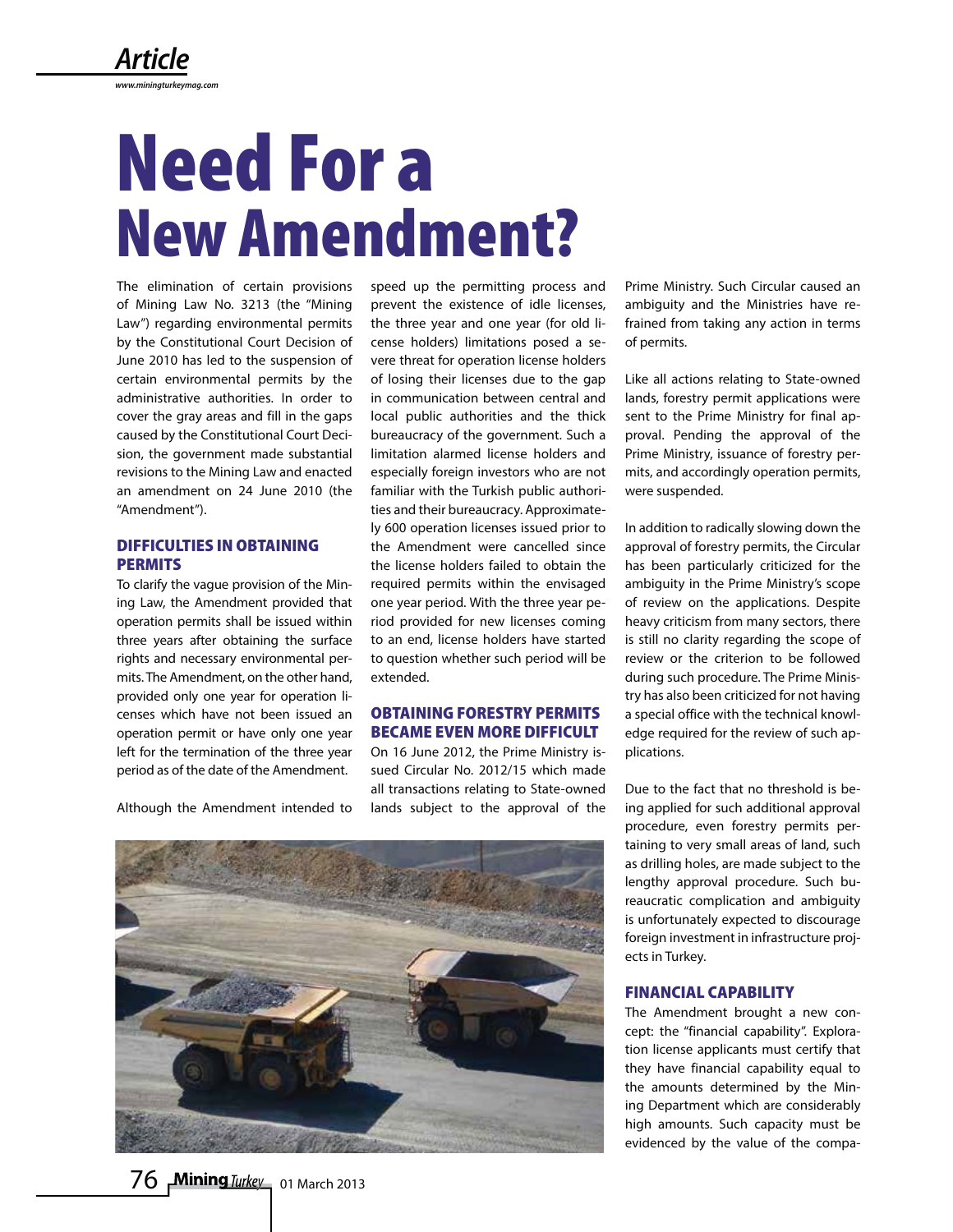# Need For a New Amendment?

The elimination of certain provisions of Mining Law No. 3213 (the "Mining Law") regarding environmental permits by the Constitutional Court Decision of June 2010 has led to the suspension of certain environmental permits by the administrative authorities. In order to cover the gray areas and fill in the gaps caused by the Constitutional Court Decision, the government made substantial revisions to the Mining Law and enacted an amendment on 24 June 2010 (the "Amendment").

## DIFFICULTIES IN OBTAINING PERMITS

To clarify the vague provision of the Mining Law, the Amendment provided that operation permits shall be issued within three years after obtaining the surface rights and necessary environmental permits. The Amendment, on the other hand, provided only one year for operation licenses which have not been issued an operation permit or have only one year left for the termination of the three year period as of the date of the Amendment.

Although the Amendment intended to speed up the permitting process and prevent the existence of idle licenses, the three year and one year (for old license holders) limitations posed a severe threat for operation license holders of losing their licenses due to the gap in communication between central and local public authorities and the thick bureaucracy of the government. Such a limitation alarmed license holders and especially foreign investors who are not familiar with the Turkish public authorities and their bureaucracy. Approximately 600 operation licenses issued prior to the Amendment were cancelled since the license holders failed to obtain the required permits within the envisaged one year period. With the three year period provided for new licenses coming to an end, license holders have started to question whether such period will be extended.

## OBTAINING FORESTRY PERMITS BECAME EVEN MORE DIFFICULT

On 16 June 2012, the Prime Ministry issued Circular No. 2012/15 which made all transactions relating to State-owned lands subject to the approval of the Prime Ministry. Such Circular caused an ambiguity and the Ministries have refrained from taking any action in terms of permits.

Like all actions relating to State-owned lands, forestry permit applications were sent to the Prime Ministry for final approval. Pending the approval of the Prime Ministry, issuance of forestry permits, and accordingly operation permits, were suspended.

In addition to radically slowing down the approval of forestry permits, the Circular has been particularly criticized for the ambiguity in the Prime Ministry's scope of review on the applications. Despite heavy criticism from many sectors, there is still no clarity regarding the scope of review or the criterion to be followed during such procedure. The Prime Ministry has also been criticized for not having a special office with the technical knowledge required for the review of such applications.

Due to the fact that no threshold is being applied for such additional approval procedure, even forestry permits pertaining to very small areas of land, such as drilling holes, are made subject to the lengthy approval procedure. Such bureaucratic complication and ambiguity is unfortunately expected to discourage foreign investment in infrastructure projects in Turkey.

## FINANCIAL CAPABILITY

The Amendment brought a new concept: the "financial capability". Exploration license applicants must certify that they have financial capability equal to the amounts determined by the Mining Department which are considerably high amounts. Such capacity must be evidenced by the value of the compa-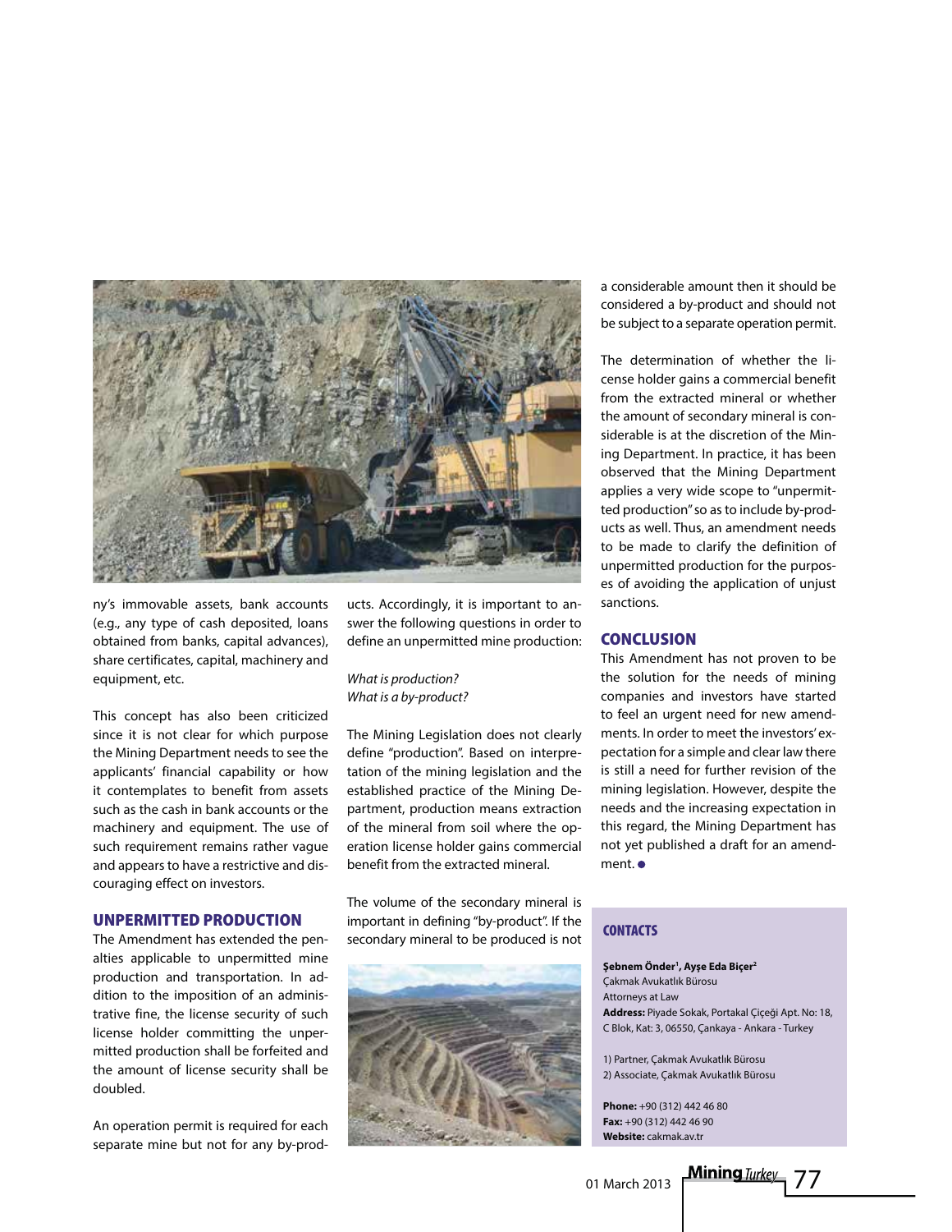ny's immovable assets, bank accounts (e.g., any type of cash deposited, loans obtained from banks, capital advances), share certificates, capital, machinery and equipment, etc.

This concept has also been criticized since it is not clear for which purpose the Mining Department needs to see the applicants' financial capability or how it contemplates to benefit from assets such as the cash in bank accounts or the machinery and equipment. The use of such requirement remains rather vague and appears to have a restrictive and discouraging effect on investors.

## UNPERMITTED PRODUCTION

The Amendment has extended the penalties applicable to unpermitted mine production and transportation. In addition to the imposition of an administrative fine, the license security of such license holder committing the unpermitted production shall be forfeited and the amount of license security shall be doubled.

An operation permit is required for each separate mine but not for any by-products. Accordingly, it is important to answer the following questions in order to define an unpermitted mine production:

*What is production?*
*What is a by-product?*

The Mining Legislation does not clearly define "production". Based on interpretation of the mining legislation and the established practice of the Mining Department, production means extraction of the mineral from soil where the operation license holder gains commercial benefit from the extracted mineral.

The volume of the secondary mineral is important in defining "by-product". If the secondary mineral to be produced is not a considerable amount then it should be considered a by-product and should not be subject to a separate operation permit.

The determination of whether the license holder gains a commercial benefit from the extracted mineral or whether the amount of secondary mineral is considerable is at the discretion of the Mining Department. In practice, it has been observed that the Mining Department applies a very wide scope to "unpermitted production" so as to include by-products as well. Thus, an amendment needs to be made to clarify the definition of unpermitted production for the purposes of avoiding the application of unjust sanctions.

## CONCLUSION

This Amendment has not proven to be the solution for the needs of mining companies and investors have started to feel an urgent need for new amendments. In order to meet the investors' expectation for a simple and clear law there is still a need for further revision of the mining legislation. However, despite the needs and the increasing expectation in this regard, the Mining Department has not yet published a draft for an amendment.

### CONTACTS

**Şebnem Önder[1], Ayşe Eda Biçer[2]**
Çakmak Avukatlık Bürosu
Attorneys at Law
**Address:** Piyade Sokak, Portakal Çiçeği Apt. No: 18, C Blok, Kat: 3, 06550, Çankaya - Ankara - Turkey

1) Partner, Çakmak Avukatlık Bürosu
2) Associate, Çakmak Avukatlık Bürosu

**Phone:** +90 (312) 442 46 80
**Fax:** +90 (312) 442 46 90
**Website:** cakmak.av.tr